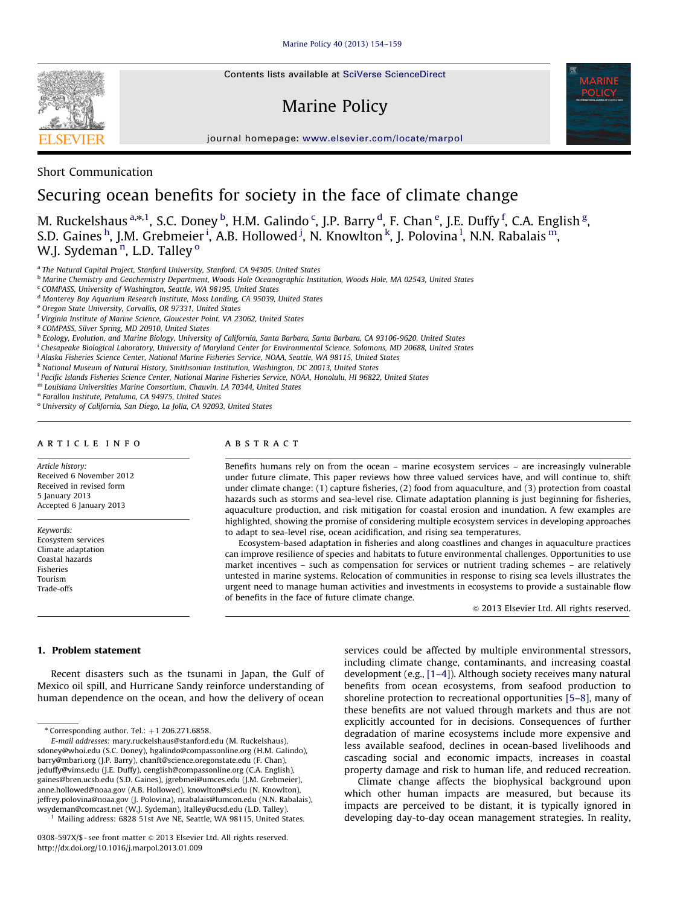Short Communication

# Securing ocean benefits for society in the face of climate change

M. Ruckelshaus [a,*,1], S.C. Doney [b], H.M. Galindo [c], J.P. Barry [d], F. Chan [e], J.E. Duffy [f], C.A. English [g], S.D. Gaines [h], J.M. Grebmeier [i], A.B. Hollowed [j], N. Knowlton [k], J. Polovina [l], N.N. Rabalais [m], W.J. Sydeman [n], L.D. Talley [o]

[a] The Natural Capital Project, Stanford University, Stanford, CA 94305, United States
[b] Marine Chemistry and Geochemistry Department, Woods Hole Oceanographic Institution, Woods Hole, MA 02543, United States
[c] COMPASS, University of Washington, Seattle, WA 98195, United States
[d] Monterey Bay Aquarium Research Institute, Moss Landing, CA 95039, United States
[e] Oregon State University, Corvallis, OR 97331, United States
[f] Virginia Institute of Marine Science, Gloucester Point, VA 23062, United States
[g] COMPASS, Silver Spring, MD 20910, United States
[h] Ecology, Evolution, and Marine Biology, University of California, Santa Barbara, Santa Barbara, CA 93106-9620, United States
[i] Chesapeake Biological Laboratory, University of Maryland Center for Environmental Science, Solomons, MD 20688, United States
[j] Alaska Fisheries Science Center, National Marine Fisheries Service, NOAA, Seattle, WA 98115, United States
[k] National Museum of Natural History, Smithsonian Institution, Washington, DC 20013, United States
[l] Pacific Islands Fisheries Science Center, National Marine Fisheries Service, NOAA, Honolulu, HI 96822, United States
[m] Louisiana Universities Marine Consortium, Chauvin, LA 70344, United States
[n] Farallon Institute, Petaluma, CA 94975, United States
[o] University of California, San Diego, La Jolla, CA 92093, United States

## ARTICLE INFO

*Article history:*
Received 6 November 2012
Received in revised form
5 January 2013
Accepted 6 January 2013

*Keywords:*
Ecosystem services
Climate adaptation
Coastal hazards
Fisheries
Tourism
Trade-offs

## ABSTRACT

Benefits humans rely on from the ocean – marine ecosystem services – are increasingly vulnerable under future climate. This paper reviews how three valued services have, and will continue to, shift under climate change: (1) capture fisheries, (2) food from aquaculture, and (3) protection from coastal hazards such as storms and sea-level rise. Climate adaptation planning is just beginning for fisheries, aquaculture production, and risk mitigation for coastal erosion and inundation. A few examples are highlighted, showing the promise of considering multiple ecosystem services in developing approaches to adapt to sea-level rise, ocean acidification, and rising sea temperatures.

Ecosystem-based adaptation in fisheries and along coastlines and changes in aquaculture practices can improve resilience of species and habitats to future environmental challenges. Opportunities to use market incentives – such as compensation for services or nutrient trading schemes – are relatively untested in marine systems. Relocation of communities in response to rising sea levels illustrates the urgent need to manage human activities and investments in ecosystems to provide a sustainable flow of benefits in the face of future climate change.

© 2013 Elsevier Ltd. All rights reserved.

## 1. Problem statement

Recent disasters such as the tsunami in Japan, the Gulf of Mexico oil spill, and Hurricane Sandy reinforce understanding of human dependence on the ocean, and how the delivery of ocean services could be affected by multiple environmental stressors, including climate change, contaminants, and increasing coastal development (e.g., [1–4]). Although society receives many natural benefits from ocean ecosystems, from seafood production to shoreline protection to recreational opportunities [5–8], many of these benefits are not valued through markets and thus are not explicitly accounted for in decisions. Consequences of further degradation of marine ecosystems include more expensive and less available seafood, declines in ocean-based livelihoods and cascading social and economic impacts, increases in coastal property damage and risk to human life, and reduced recreation.

Climate change affects the biophysical background upon which other human impacts are measured, but because its impacts are perceived to be distant, it is typically ignored in developing day-to-day ocean management strategies. In reality,

* Corresponding author. Tel.: +1 206.271.6858.
*E-mail addresses:* mary.ruckelshaus@stanford.edu (M. Ruckelshaus), sdoney@whoi.edu (S.C. Doney), hgalindo@compassonline.org (H.M. Galindo), barry@mbari.org (J.P. Barry), chanft@science.oregonstate.edu (F. Chan), jeduffy@vims.edu (J.E. Duffy), cenglish@compassonline.org (C.A. English), gaines@bren.ucsb.edu (S.D. Gaines), jgrebmei@umces.edu (J.M. Grebmeier), anne.hollowed@noaa.gov (A.B. Hollowed), knowlton@si.edu (N. Knowlton), jeffrey.polovina@noaa.gov (J. Polovina), nrabalais@lumcon.edu (N.N. Rabalais), wsydeman@comcast.net (W.J. Sydeman), ltalley@ucsd.edu (L.D. Talley).
[1] Mailing address: 6828 51st Ave NE, Seattle, WA 98115, United States.

0308-597X/$ - see front matter © 2013 Elsevier Ltd. All rights reserved.
http://dx.doi.org/10.1016/j.marpol.2013.01.009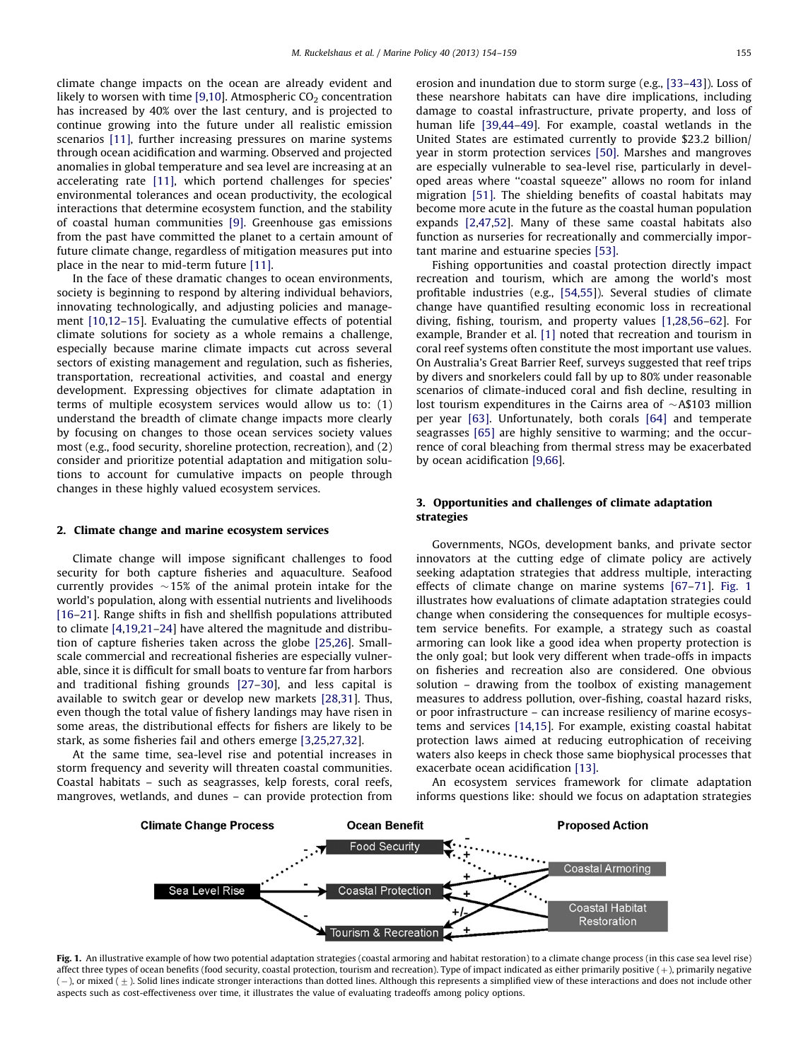climate change impacts on the ocean are already evident and likely to worsen with time [9,10]. Atmospheric $CO_2$ concentration has increased by 40% over the last century, and is projected to continue growing into the future under all realistic emission scenarios [11], further increasing pressures on marine systems through ocean acidification and warming. Observed and projected anomalies in global temperature and sea level are increasing at an accelerating rate [11], which portend challenges for species' environmental tolerances and ocean productivity, the ecological interactions that determine ecosystem function, and the stability of coastal human communities [9]. Greenhouse gas emissions from the past have committed the planet to a certain amount of future climate change, regardless of mitigation measures put into place in the near to mid-term future [11].

In the face of these dramatic changes to ocean environments, society is beginning to respond by altering individual behaviors, innovating technologically, and adjusting policies and management [10,12–15]. Evaluating the cumulative effects of potential climate solutions for society as a whole remains a challenge, especially because marine climate impacts cut across several sectors of existing management and regulation, such as fisheries, transportation, recreational activities, and coastal and energy development. Expressing objectives for climate adaptation in terms of multiple ecosystem services would allow us to: (1) understand the breadth of climate change impacts more clearly by focusing on changes to those ocean services society values most (e.g., food security, shoreline protection, recreation), and (2) consider and prioritize potential adaptation and mitigation solutions to account for cumulative impacts on people through changes in these highly valued ecosystem services.

## 2. Climate change and marine ecosystem services

Climate change will impose significant challenges to food security for both capture fisheries and aquaculture. Seafood currently provides ~15% of the animal protein intake for the world's population, along with essential nutrients and livelihoods [16–21]. Range shifts in fish and shellfish populations attributed to climate [4,19,21–24] have altered the magnitude and distribution of capture fisheries taken across the globe [25,26]. Small-scale commercial and recreational fisheries are especially vulnerable, since it is difficult for small boats to venture far from harbors and traditional fishing grounds [27–30], and less capital is available to switch gear or develop new markets [28,31]. Thus, even though the total value of fishery landings may have risen in some areas, the distributional effects for fishers are likely to be stark, as some fisheries fail and others emerge [3,25,27,32].

At the same time, sea-level rise and potential increases in storm frequency and severity will threaten coastal communities. Coastal habitats – such as seagrasses, kelp forests, coral reefs, mangroves, wetlands, and dunes – can provide protection from erosion and inundation due to storm surge (e.g., [33–43]). Loss of these nearshore habitats can have dire implications, including damage to coastal infrastructure, private property, and loss of human life [39,44–49]. For example, coastal wetlands in the United States are estimated currently to provide $23.2 billion/year in storm protection services [50]. Marshes and mangroves are especially vulnerable to sea-level rise, particularly in developed areas where "coastal squeeze" allows no room for inland migration [51]. The shielding benefits of coastal habitats may become more acute in the future as the coastal human population expands [2,47,52]. Many of these same coastal habitats also function as nurseries for recreationally and commercially important marine and estuarine species [53].

Fishing opportunities and coastal protection directly impact recreation and tourism, which are among the world's most profitable industries (e.g., [54,55]). Several studies of climate change have quantified resulting economic loss in recreational diving, fishing, tourism, and property values [1,28,56–62]. For example, Brander et al. [1] noted that recreation and tourism in coral reef systems often constitute the most important use values. On Australia's Great Barrier Reef, surveys suggested that reef trips by divers and snorkelers could fall by up to 80% under reasonable scenarios of climate-induced coral and fish decline, resulting in lost tourism expenditures in the Cairns area of ~A$103 million per year [63]. Unfortunately, both corals [64] and temperate seagrasses [65] are highly sensitive to warming; and the occurrence of coral bleaching from thermal stress may be exacerbated by ocean acidification [9,66].

## 3. Opportunities and challenges of climate adaptation strategies

Governments, NGOs, development banks, and private sector innovators at the cutting edge of climate policy are actively seeking adaptation strategies that address multiple, interacting effects of climate change on marine systems [67–71]. Fig. 1 illustrates how evaluations of climate adaptation strategies could change when considering the consequences for multiple ecosystem service benefits. For example, a strategy such as coastal armoring can look like a good idea when property protection is the only goal; but look very different when trade-offs in impacts on fisheries and recreation also are considered. One obvious solution – drawing from the toolbox of existing management measures to address pollution, over-fishing, coastal hazard risks, or poor infrastructure – can increase resiliency of marine ecosystems and services [14,15]. For example, existing coastal habitat protection laws aimed at reducing eutrophication of receiving waters also keeps in check those same biophysical processes that exacerbate ocean acidification [13].

An ecosystem services framework for climate adaptation informs questions like: should we focus on adaptation strategies

**Fig. 1.** An illustrative example of how two potential adaptation strategies (coastal armoring and habitat restoration) to a climate change process (in this case sea level rise) affect three types of ocean benefits (food security, coastal protection, tourism and recreation). Type of impact indicated as either primarily positive (+), primarily negative (−), or mixed (±). Solid lines indicate stronger interactions than dotted lines. Although this represents a simplified view of these interactions and does not include other aspects such as cost-effectiveness over time, it illustrates the value of evaluating tradeoffs among policy options.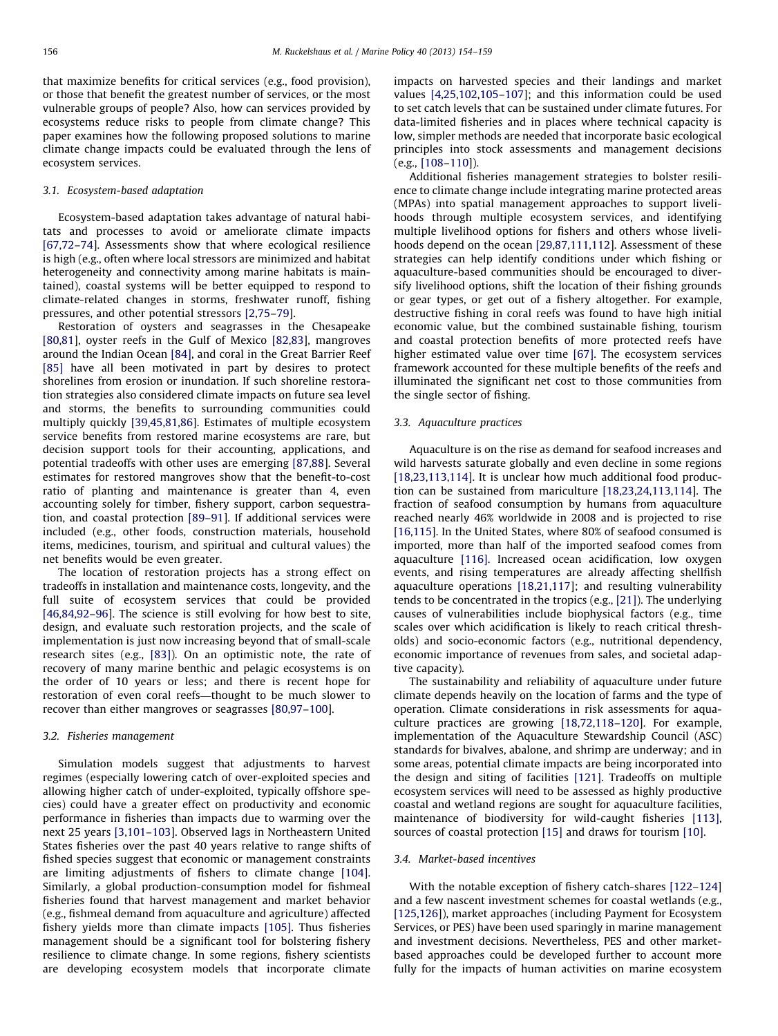that maximize benefits for critical services (e.g., food provision), or those that benefit the greatest number of services, or the most vulnerable groups of people? Also, how can services provided by ecosystems reduce risks to people from climate change? This paper examines how the following proposed solutions to marine climate change impacts could be evaluated through the lens of ecosystem services.

### 3.1. Ecosystem-based adaptation

Ecosystem-based adaptation takes advantage of natural habitats and processes to avoid or ameliorate climate impacts [67,72–74]. Assessments show that where ecological resilience is high (e.g., often where local stressors are minimized and habitat heterogeneity and connectivity among marine habitats is maintained), coastal systems will be better equipped to respond to climate-related changes in storms, freshwater runoff, fishing pressures, and other potential stressors [2,75–79].

Restoration of oysters and seagrasses in the Chesapeake [80,81], oyster reefs in the Gulf of Mexico [82,83], mangroves around the Indian Ocean [84], and coral in the Great Barrier Reef [85] have all been motivated in part by desires to protect shorelines from erosion or inundation. If such shoreline restoration strategies also considered climate impacts on future sea level and storms, the benefits to surrounding communities could multiply quickly [39,45,81,86]. Estimates of multiple ecosystem service benefits from restored marine ecosystems are rare, but decision support tools for their accounting, applications, and potential tradeoffs with other uses are emerging [87,88]. Several estimates for restored mangroves show that the benefit-to-cost ratio of planting and maintenance is greater than 4, even accounting solely for timber, fishery support, carbon sequestration, and coastal protection [89–91]. If additional services were included (e.g., other foods, construction materials, household items, medicines, tourism, and spiritual and cultural values) the net benefits would be even greater.

The location of restoration projects has a strong effect on tradeoffs in installation and maintenance costs, longevity, and the full suite of ecosystem services that could be provided [46,84,92–96]. The science is still evolving for how best to site, design, and evaluate such restoration projects, and the scale of implementation is just now increasing beyond that of small-scale research sites (e.g., [83]). On an optimistic note, the rate of recovery of many marine benthic and pelagic ecosystems is on the order of 10 years or less; and there is recent hope for restoration of even coral reefs—thought to be much slower to recover than either mangroves or seagrasses [80,97–100].

### 3.2. Fisheries management

Simulation models suggest that adjustments to harvest regimes (especially lowering catch of over-exploited species and allowing higher catch of under-exploited, typically offshore species) could have a greater effect on productivity and economic performance in fisheries than impacts due to warming over the next 25 years [3,101–103]. Observed lags in Northeastern United States fisheries over the past 40 years relative to range shifts of fished species suggest that economic or management constraints are limiting adjustments of fishers to climate change [104]. Similarly, a global production-consumption model for fishmeal fisheries found that harvest management and market behavior (e.g., fishmeal demand from aquaculture and agriculture) affected fishery yields more than climate impacts [105]. Thus fisheries management should be a significant tool for bolstering fishery resilience to climate change. In some regions, fishery scientists are developing ecosystem models that incorporate climate impacts on harvested species and their landings and market values [4,25,102,105–107]; and this information could be used to set catch levels that can be sustained under climate futures. For data-limited fisheries and in places where technical capacity is low, simpler methods are needed that incorporate basic ecological principles into stock assessments and management decisions (e.g., [108–110]).

Additional fisheries management strategies to bolster resilience to climate change include integrating marine protected areas (MPAs) into spatial management approaches to support livelihoods through multiple ecosystem services, and identifying multiple livelihood options for fishers and others whose livelihoods depend on the ocean [29,87,111,112]. Assessment of these strategies can help identify conditions under which fishing or aquaculture-based communities should be encouraged to diversify livelihood options, shift the location of their fishing grounds or gear types, or get out of a fishery altogether. For example, destructive fishing in coral reefs was found to have high initial economic value, but the combined sustainable fishing, tourism and coastal protection benefits of more protected reefs have higher estimated value over time [67]. The ecosystem services framework accounted for these multiple benefits of the reefs and illuminated the significant net cost to those communities from the single sector of fishing.

### 3.3. Aquaculture practices

Aquaculture is on the rise as demand for seafood increases and wild harvests saturate globally and even decline in some regions [18,23,113,114]. It is unclear how much additional food production can be sustained from mariculture [18,23,24,113,114]. The fraction of seafood consumption by humans from aquaculture reached nearly 46% worldwide in 2008 and is projected to rise [16,115]. In the United States, where 80% of seafood consumed is imported, more than half of the imported seafood comes from aquaculture [116]. Increased ocean acidification, low oxygen events, and rising temperatures are already affecting shellfish aquaculture operations [18,21,117]; and resulting vulnerability tends to be concentrated in the tropics (e.g., [21]). The underlying causes of vulnerabilities include biophysical factors (e.g., time scales over which acidification is likely to reach critical thresholds) and socio-economic factors (e.g., nutritional dependency, economic importance of revenues from sales, and societal adaptive capacity).

The sustainability and reliability of aquaculture under future climate depends heavily on the location of farms and the type of operation. Climate considerations in risk assessments for aquaculture practices are growing [18,72,118–120]. For example, implementation of the Aquaculture Stewardship Council (ASC) standards for bivalves, abalone, and shrimp are underway; and in some areas, potential climate impacts are being incorporated into the design and siting of facilities [121]. Tradeoffs on multiple ecosystem services will need to be assessed as highly productive coastal and wetland regions are sought for aquaculture facilities, maintenance of biodiversity for wild-caught fisheries [113], sources of coastal protection [15] and draws for tourism [10].

### 3.4. Market-based incentives

With the notable exception of fishery catch-shares [122–124] and a few nascent investment schemes for coastal wetlands (e.g., [125,126]), market approaches (including Payment for Ecosystem Services, or PES) have been used sparingly in marine management and investment decisions. Nevertheless, PES and other market-based approaches could be developed further to account more fully for the impacts of human activities on marine ecosystem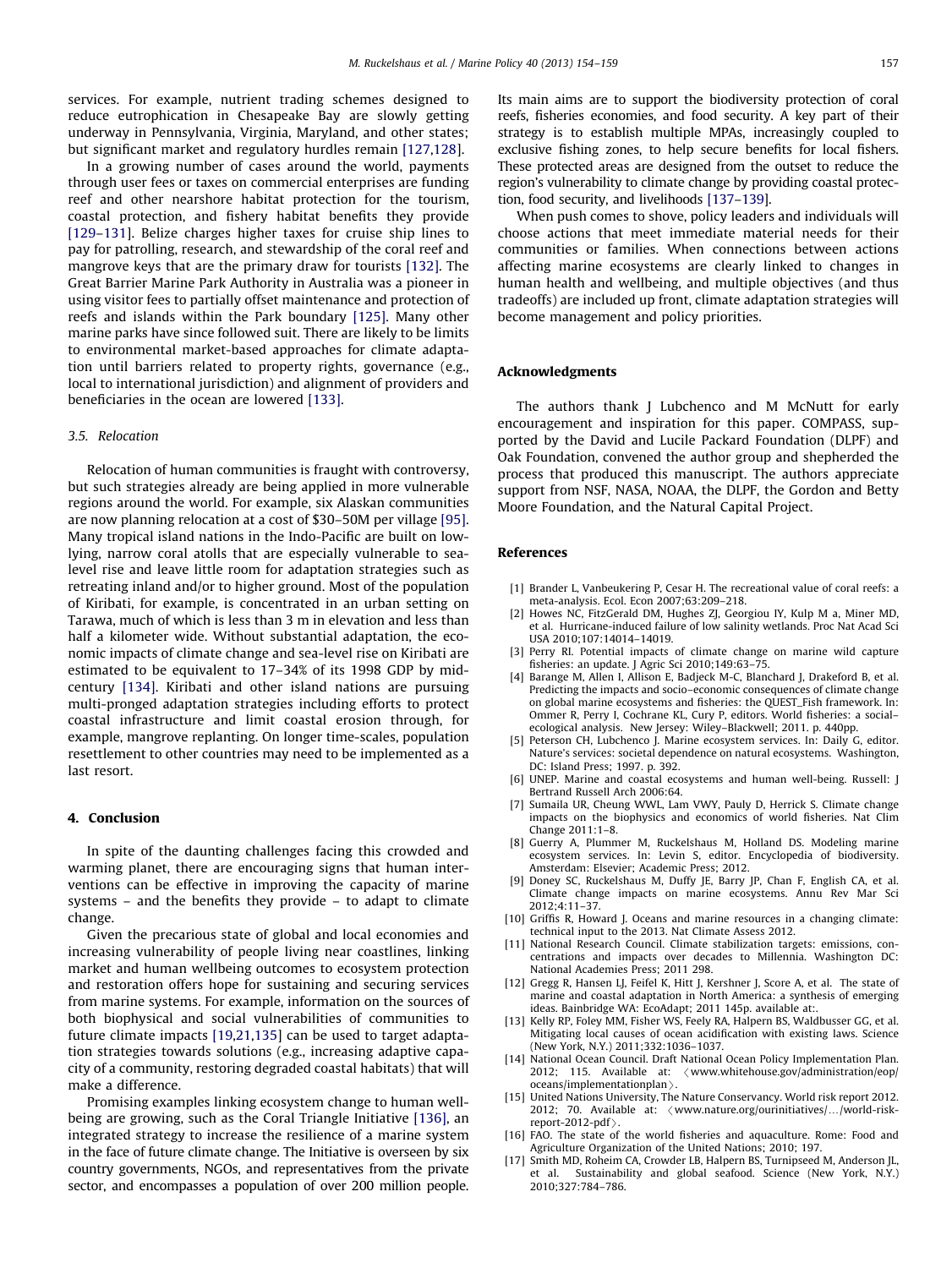services. For example, nutrient trading schemes designed to reduce eutrophication in Chesapeake Bay are slowly getting underway in Pennsylvania, Virginia, Maryland, and other states; but significant market and regulatory hurdles remain [127,128].

In a growing number of cases around the world, payments through user fees or taxes on commercial enterprises are funding reef and other nearshore habitat protection for the tourism, coastal protection, and fishery habitat benefits they provide [129–131]. Belize charges higher taxes for cruise ship lines to pay for patrolling, research, and stewardship of the coral reef and mangrove keys that are the primary draw for tourists [132]. The Great Barrier Marine Park Authority in Australia was a pioneer in using visitor fees to partially offset maintenance and protection of reefs and islands within the Park boundary [125]. Many other marine parks have since followed suit. There are likely to be limits to environmental market-based approaches for climate adaptation until barriers related to property rights, governance (e.g., local to international jurisdiction) and alignment of providers and beneficiaries in the ocean are lowered [133].

### 3.5. Relocation

Relocation of human communities is fraught with controversy, but such strategies already are being applied in more vulnerable regions around the world. For example, six Alaskan communities are now planning relocation at a cost of $30–50M per village [95]. Many tropical island nations in the Indo-Pacific are built on low-lying, narrow coral atolls that are especially vulnerable to sea-level rise and leave little room for adaptation strategies such as retreating inland and/or to higher ground. Most of the population of Kiribati, for example, is concentrated in an urban setting on Tarawa, much of which is less than 3 m in elevation and less than half a kilometer wide. Without substantial adaptation, the economic impacts of climate change and sea-level rise on Kiribati are estimated to be equivalent to 17–34% of its 1998 GDP by mid-century [134]. Kiribati and other island nations are pursuing multi-pronged adaptation strategies including efforts to protect coastal infrastructure and limit coastal erosion through, for example, mangrove replanting. On longer time-scales, population resettlement to other countries may need to be implemented as a last resort.

## 4. Conclusion

In spite of the daunting challenges facing this crowded and warming planet, there are encouraging signs that human interventions can be effective in improving the capacity of marine systems – and the benefits they provide – to adapt to climate change.

Given the precarious state of global and local economies and increasing vulnerability of people living near coastlines, linking market and human wellbeing outcomes to ecosystem protection and restoration offers hope for sustaining and securing services from marine systems. For example, information on the sources of both biophysical and social vulnerabilities of communities to future climate impacts [19,21,135] can be used to target adaptation strategies towards solutions (e.g., increasing adaptive capacity of a community, restoring degraded coastal habitats) that will make a difference.

Promising examples linking ecosystem change to human wellbeing are growing, such as the Coral Triangle Initiative [136], an integrated strategy to increase the resilience of a marine system in the face of future climate change. The Initiative is overseen by six country governments, NGOs, and representatives from the private sector, and encompasses a population of over 200 million people. Its main aims are to support the biodiversity protection of coral reefs, fisheries economies, and food security. A key part of their strategy is to establish multiple MPAs, increasingly coupled to exclusive fishing zones, to help secure benefits for local fishers. These protected areas are designed from the outset to reduce the region's vulnerability to climate change by providing coastal protection, food security, and livelihoods [137–139].

When push comes to shove, policy leaders and individuals will choose actions that meet immediate material needs for their communities or families. When connections between actions affecting marine ecosystems are clearly linked to changes in human health and wellbeing, and multiple objectives (and thus tradeoffs) are included up front, climate adaptation strategies will become management and policy priorities.

## Acknowledgments

The authors thank J Lubchenco and M McNutt for early encouragement and inspiration for this paper. COMPASS, supported by the David and Lucile Packard Foundation (DLPF) and Oak Foundation, convened the author group and shepherded the process that produced this manuscript. The authors appreciate support from NSF, NASA, NOAA, the DLPF, the Gordon and Betty Moore Foundation, and the Natural Capital Project.

## References

[1] Brander L, Vanbeukering P, Cesar H. The recreational value of coral reefs: a meta-analysis. Ecol. Econ 2007;63:209–218.

[2] Howes NC, FitzGerald DM, Hughes ZJ, Georgiou IY, Kulp M a, Miner MD, et al. Hurricane-induced failure of low salinity wetlands. Proc Nat Acad Sci USA 2010;107:14014–14019.

[3] Perry RI. Potential impacts of climate change on marine wild capture fisheries: an update. J Agric Sci 2010;149:63–75.

[4] Barange M, Allen I, Allison E, Badjeck M-C, Blanchard J, Drakeford B, et al. Predicting the impacts and socio–economic consequences of climate change on global marine ecosystems and fisheries: the QUEST_Fish framework. In: Ommer R, Perry I, Cochrane KL, Cury P, editors. World fisheries: a social–ecological analysis. New Jersey: Wiley–Blackwell; 2011. p. 440pp.

[5] Peterson CH, Lubchenco J. Marine ecosystem services. In: Daily G, editor. Nature's services: societal dependence on natural ecosystems. Washington, DC: Island Press; 1997. p. 392.

[6] UNEP. Marine and coastal ecosystems and human well-being. Russell: J Bertrand Russell Arch 2006:64.

[7] Sumaila UR, Cheung WWL, Lam VWY, Pauly D, Herrick S. Climate change impacts on the biophysics and economics of world fisheries. Nat Clim Change 2011:1–8.

[8] Guerry A, Plummer M, Ruckelshaus M, Holland DS. Modeling marine ecosystem services. In: Levin S, editor. Encyclopedia of biodiversity. Amsterdam: Elsevier; Academic Press; 2012.

[9] Doney SC, Ruckelshaus M, Duffy JE, Barry JP, Chan F, English CA, et al. Climate change impacts on marine ecosystems. Annu Rev Mar Sci 2012;4:11–37.

[10] Griffis R, Howard J. Oceans and marine resources in a changing climate: technical input to the 2013. Nat Climate Assess 2012.

[11] National Research Council. Climate stabilization targets: emissions, concentrations and impacts over decades to Millennia. Washington DC: National Academies Press; 2011 298.

[12] Gregg R, Hansen LJ, Feifel K, Hitt J, Kershner J, Score A, et al. The state of marine and coastal adaptation in North America: a synthesis of emerging ideas. Bainbridge WA: EcoAdapt; 2011 145p. available at:.

[13] Kelly RP, Foley MM, Fisher WS, Feely RA, Halpern BS, Waldbusser GG, et al. Mitigating local causes of ocean acidification with existing laws. Science (New York, N.Y.) 2011;332:1036–1037.

[14] National Ocean Council. Draft National Ocean Policy Implementation Plan. 2012; 115. Available at: 〈www.whitehouse.gov/administration/eop/oceans/implementationplan〉.

[15] United Nations University, The Nature Conservancy. World risk report 2012. 2012; 70. Available at: 〈www.nature.org/ourinitiatives/…/world-risk-report-2012-pdf〉.

[16] FAO. The state of the world fisheries and aquaculture. Rome: Food and Agriculture Organization of the United Nations; 2010; 197.

[17] Smith MD, Roheim CA, Crowder LB, Halpern BS, Turnipseed M, Anderson JL, et al. Sustainability and global seafood. Science (New York, N.Y.) 2010;327:784–786.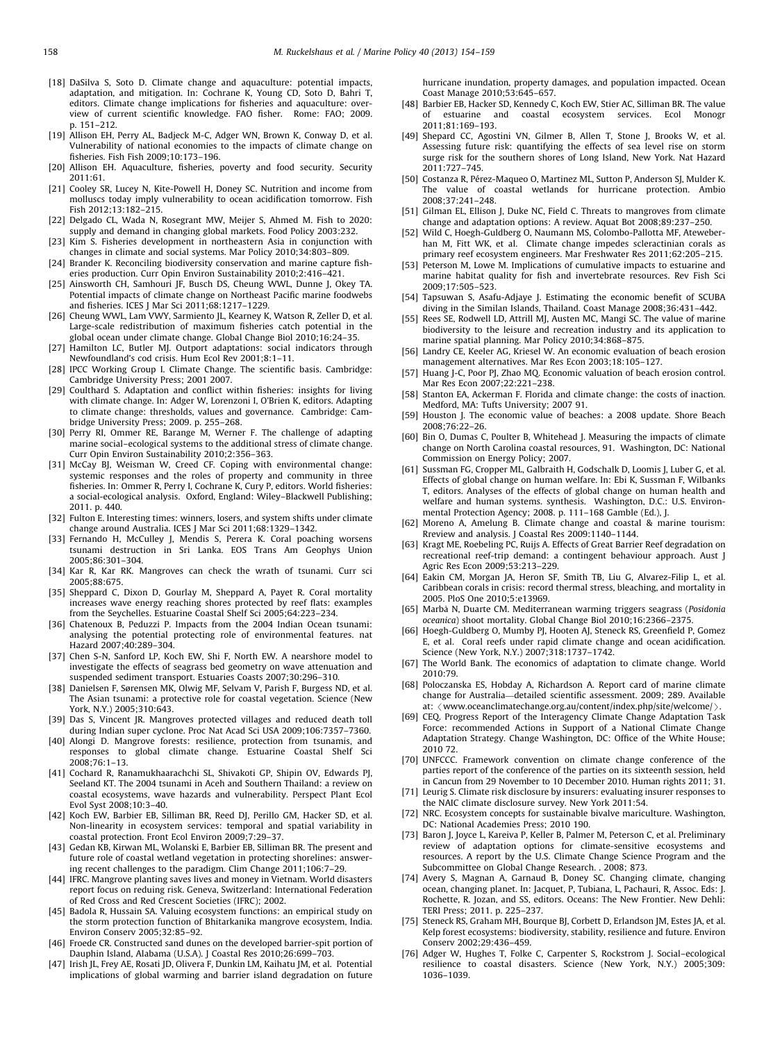[18] DaSilva S, Soto D. Climate change and aquaculture: potential impacts, adaptation, and mitigation. In: Cochrane K, Young CD, Soto D, Bahri T, editors. Climate change implications for fisheries and aquaculture: overview of current scientific knowledge. FAO fisher. Rome: FAO; 2009. p. 151–212.

[19] Allison EH, Perry AL, Badjeck M-C, Adger WN, Brown K, Conway D, et al. Vulnerability of national economies to the impacts of climate change on fisheries. Fish Fish 2009;10:173–196.

[20] Allison EH. Aquaculture, fisheries, poverty and food security. Security 2011:61.

[21] Cooley SR, Lucey N, Kite-Powell H, Doney SC. Nutrition and income from molluscs today imply vulnerability to ocean acidification tomorrow. Fish Fish 2012;13:182–215.

[22] Delgado CL, Wada N, Rosegrant MW, Meijer S, Ahmed M. Fish to 2020: supply and demand in changing global markets. Food Policy 2003:232.

[23] Kim S. Fisheries development in northeastern Asia in conjunction with changes in climate and social systems. Mar Policy 2010;34:803–809.

[24] Brander K. Reconciling biodiversity conservation and marine capture fisheries production. Curr Opin Environ Sustainability 2010;2:416–421.

[25] Ainsworth CH, Samhouri JF, Busch DS, Cheung WWL, Dunne J, Okey TA. Potential impacts of climate change on Northeast Pacific marine foodwebs and fisheries. ICES J Mar Sci 2011;68:1217–1229.

[26] Cheung WWL, Lam VWY, Sarmiento JL, Kearney K, Watson R, Zeller D, et al. Large-scale redistribution of maximum fisheries catch potential in the global ocean under climate change. Global Change Biol 2010;16:24–35.

[27] Hamilton LC, Butler MJ. Outport adaptations: social indicators through Newfoundland's cod crisis. Hum Ecol Rev 2001;8:1–11.

[28] IPCC Working Group I. Climate Change. The scientific basis. Cambridge: Cambridge University Press; 2001 2007.

[29] Coulthard S. Adaptation and conflict within fisheries: insights for living with climate change. In: Adger W, Lorenzoni I, O'Brien K, editors. Adapting to climate change: thresholds, values and governance. Cambridge: Cambridge University Press; 2009. p. 255–268.

[30] Perry RI, Ommer RE, Barange M, Werner F. The challenge of adapting marine social–ecological systems to the additional stress of climate change. Curr Opin Environ Sustainability 2010;2:356–363.

[31] McCay BJ, Weisman W, Creed CF. Coping with environmental change: systemic responses and the roles of property and community in three fisheries. In: Ommer R, Perry I, Cochrane K, Cury P, editors. World fisheries: a social-ecological analysis. Oxford, England: Wiley–Blackwell Publishing; 2011. p. 440.

[32] Fulton E. Interesting times: winners, losers, and system shifts under climate change around Australia. ICES J Mar Sci 2011;68:1329–1342.

[33] Fernando H, McCulley J, Mendis S, Perera K. Coral poaching worsens tsunami destruction in Sri Lanka. EOS Trans Am Geophys Union 2005;86:301–304.

[34] Kar R, Kar RK. Mangroves can check the wrath of tsunami. Curr sci 2005;88:675.

[35] Sheppard C, Dixon D, Gourlay M, Sheppard A, Payet R. Coral mortality increases wave energy reaching shores protected by reef flats: examples from the Seychelles. Estuarine Coastal Shelf Sci 2005;64:223–234.

[36] Chatenoux B, Peduzzi P. Impacts from the 2004 Indian Ocean tsunami: analysing the potential protecting role of environmental features. nat Hazard 2007;40:289–304.

[37] Chen S-N, Sanford LP, Koch EW, Shi F, North EW. A nearshore model to investigate the effects of seagrass bed geometry on wave attenuation and suspended sediment transport. Estuaries Coasts 2007;30:296–310.

[38] Danielsen F, Sørensen MK, Olwig MF, Selvam V, Parish F, Burgess ND, et al. The Asian tsunami: a protective role for coastal vegetation. Science (New York, N.Y.) 2005;310:643.

[39] Das S, Vincent JR. Mangroves protected villages and reduced death toll during Indian super cyclone. Proc Nat Acad Sci USA 2009;106:7357–7360.

[40] Alongi D. Mangrove forests: resilience, protection from tsunamis, and responses to global climate change. Estuarine Coastal Shelf Sci 2008;76:1–13.

[41] Cochard R, Ranamukhaarachchi SL, Shivakoti GP, Shipin OV, Edwards PJ, Seeland KT. The 2004 tsunami in Aceh and Southern Thailand: a review on coastal ecosystems, wave hazards and vulnerability. Perspect Plant Ecol Evol Syst 2008;10:3–40.

[42] Koch EW, Barbier EB, Silliman BR, Reed DJ, Perillo GM, Hacker SD, et al. Non-linearity in ecosystem services: temporal and spatial variability in coastal protection. Front Ecol Environ 2009;7:29–37.

[43] Gedan KB, Kirwan ML, Wolanski E, Barbier EB, Silliman BR. The present and future role of coastal wetland vegetation in protecting shorelines: answering recent challenges to the paradigm. Clim Change 2011;106:7–29.

[44] IFRC. Mangrove planting saves lives and money in Vietnam. World disasters report focus on reduing risk. Geneva, Switzerland: International Federation of Red Cross and Red Crescent Societies (IFRC); 2002.

[45] Badola R, Hussain SA. Valuing ecosystem functions: an empirical study on the storm protection function of Bhitarkanika mangrove ecosystem, India. Environ Conserv 2005;32:85–92.

[46] Froede CR. Constructed sand dunes on the developed barrier-spit portion of Dauphin Island, Alabama (U.S.A.). J Coastal Res 2010;26:699–703.

[47] Irish JL, Frey AE, Rosati JD, Olivera F, Dunkin LM, Kaihatu JM, et al. Potential implications of global warming and barrier island degradation on future hurricane inundation, property damages, and population impacted. Ocean Coast Manage 2010;53:645–657.

[48] Barbier EB, Hacker SD, Kennedy C, Koch EW, Stier AC, Silliman BR. The value of estuarine and coastal ecosystem services. Ecol Monogr 2011;81:169–193.

[49] Shepard CC, Agostini VN, Gilmer B, Allen T, Stone J, Brooks W, et al. Assessing future risk: quantifying the effects of sea level rise on storm surge risk for the southern shores of Long Island, New York. Nat Hazard 2011:727–745.

[50] Costanza R, Pérez-Maqueo O, Martinez ML, Sutton P, Anderson SJ, Mulder K. The value of coastal wetlands for hurricane protection. Ambio 2008;37:241–248.

[51] Gilman EL, Ellison J, Duke NC, Field C. Threats to mangroves from climate change and adaptation options: A review. Aquat Bot 2008;89:237–250.

[52] Wild C, Hoegh-Guldberg O, Naumann MS, Colombo-Pallotta MF, Ateweberhan M, Fitt WK, et al. Climate change impedes scleractinian corals as primary reef ecosystem engineers. Mar Freshwater Res 2011;62:205–215.

[53] Peterson M, Lowe M. Implications of cumulative impacts to estuarine and marine habitat quality for fish and invertebrate resources. Rev Fish Sci 2009;17:505–523.

[54] Tapsuwan S, Asafu-Adjaye J. Estimating the economic benefit of SCUBA diving in the Similan Islands, Thailand. Coast Manage 2008;36:431–442.

[55] Rees SE, Rodwell LD, Attrill MJ, Austen MC, Mangi SC. The value of marine biodiversity to the leisure and recreation industry and its application to marine spatial planning. Mar Policy 2010;34:868–875.

[56] Landry CE, Keeler AG, Kriesel W. An economic evaluation of beach erosion management alternatives. Mar Res Econ 2003;18:105–127.

[57] Huang J-C, Poor PJ, Zhao MQ. Economic valuation of beach erosion control. Mar Res Econ 2007;22:221–238.

[58] Stanton EA, Ackerman F. Florida and climate change: the costs of inaction. Medford, MA: Tufts University; 2007 91.

[59] Houston J. The economic value of beaches: a 2008 update. Shore Beach 2008;76:22–26.

[60] Bin O, Dumas C, Poulter B, Whitehead J. Measuring the impacts of climate change on North Carolina coastal resources, 91. Washington, DC: National Commission on Energy Policy; 2007.

[61] Sussman FG, Cropper ML, Galbraith H, Godschalk D, Loomis J, Luber G, et al. Effects of global change on human welfare. In: Ebi K, Sussman F, Wilbanks T, editors. Analyses of the effects of global change on human health and welfare and human systems. synthesis. Washington, D.C.: U.S. Environmental Protection Agency; 2008. p. 111–168 Gamble (Ed.), J.

[62] Moreno A, Amelung B. Climate change and coastal & marine tourism: Rreview and analysis. J Coastal Res 2009:1140–1144.

[63] Kragt ME, Roebeling PC, Ruijs A. Effects of Great Barrier Reef degradation on recreational reef-trip demand: a contingent behaviour approach. Aust J Agric Res Econ 2009;53:213–229.

[64] Eakin CM, Morgan JA, Heron SF, Smith TB, Liu G, Alvarez-Filip L, et al. Caribbean corals in crisis: record thermal stress, bleaching, and mortality in 2005. PloS One 2010;5:e13969.

[65] Marbà N, Duarte CM. Mediterranean warming triggers seagrass (*Posidonia oceanica*) shoot mortality. Global Change Biol 2010;16:2366–2375.

[66] Hoegh-Guldberg O, Mumby PJ, Hooten AJ, Steneck RS, Greenfield P, Gomez E, et al. Coral reefs under rapid climate change and ocean acidification. Science (New York, N.Y.) 2007;318:1737–1742.

[67] The World Bank. The economics of adaptation to climate change. World 2010:79.

[68] Poloczanska ES, Hobday A, Richardson A. Report card of marine climate change for Australia—detailed scientific assessment. 2009; 289. Available at: ⟨www.oceanclimatechange.org.au/content/index.php/site/welcome/⟩.

[69] CEQ. Progress Report of the Interagency Climate Change Adaptation Task Force: recommended Actions in Support of a National Climate Change Adaptation Strategy. Change Washington, DC: Office of the White House; 2010 72.

[70] UNFCCC. Framework convention on climate change conference of the parties report of the conference of the parties on its sixteenth session, held in Cancun from 29 November to 10 December 2010. Human rights 2011; 31.

[71] Leurig S. Climate risk disclosure by insurers: evaluating insurer responses to the NAIC climate disclosure survey. New York 2011:54.

[72] NRC. Ecosystem concepts for sustainable bivalve mariculture. Washington, DC: National Academies Press; 2010 190.

[73] Baron J, Joyce L, Kareiva P, Keller B, Palmer M, Peterson C, et al. Preliminary review of adaptation options for climate-sensitive ecosystems and resources. A report by the U.S. Climate Change Science Program and the Subcommittee on Global Change Research. . 2008; 873.

[74] Avery S, Magnan A, Garnaud B, Doney SC. Changing climate, changing ocean, changing planet. In: Jacquet, P, Tubiana, L, Pachauri, R, Assoc. Eds: J. Rochette, R. Jozan, and SS, editors. Oceans: The New Frontier. New Dehli: TERI Press; 2011. p. 225–237.

[75] Steneck RS, Graham MH, Bourque BJ, Corbett D, Erlandson JM, Estes JA, et al. Kelp forest ecosystems: biodiversity, stability, resilience and future. Environ Conserv 2002;29:436–459.

[76] Adger W, Hughes T, Folke C, Carpenter S, Rockstrom J. Social–ecological resilience to coastal disasters. Science (New York, N.Y.) 2005;309: 1036–1039.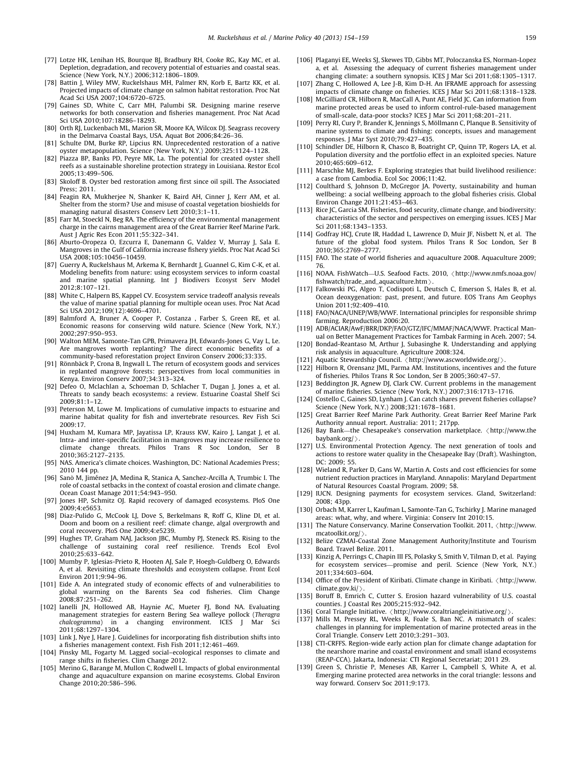[77] Lotze HK, Lenihan HS, Bourque BJ, Bradbury RH, Cooke RG, Kay MC, et al. Depletion, degradation, and recovery potential of estuaries and coastal seas. Science (New York, N.Y.) 2006;312:1806–1809.

[78] Battin J, Wiley MW, Ruckelshaus MH, Palmer RN, Korb E, Bartz KK, et al. Projected impacts of climate change on salmon habitat restoration. Proc Nat Acad Sci USA 2007;104:6720–6725.

[79] Gaines SD, White C, Carr MH, Palumbi SR. Designing marine reserve networks for both conservation and fisheries management. Proc Nat Acad Sci USA 2010;107:18286–18293.

[80] Orth RJ, Luckenbach ML, Marion SR, Moore KA, Wilcox DJ. Seagrass recovery in the Delmarva Coastal Bays, USA. Aquat Bot 2006;84:26–36.

[81] Schulte DM, Burke RP, Lipcius RN. Unprecedented restoration of a native oyster metapopulation. Science (New York, N.Y.) 2009;325:1124–1128.

[82] Piazza BP, Banks PD, Peyre MK, La. The potential for created oyster shell reefs as a sustainable shoreline protection strategy in Louisiana. Restor Ecol 2005;13:499–506.

[83] Skoloff B. Oyster bed restoration among first since oil spill. The Associated Press; 2011.

[84] Feagin RA, Mukherjee N, Shanker K, Baird AH, Cinner J, Kerr AM, et al. Shelter from the storm? Use and misuse of coastal vegetation bioshields for managing natural disasters Conserv Lett 2010;3:1–11.

[85] Farr M, Stoeckl N, Beg RA. The efficiency of the environmental management charge in the cairns management area of the Great Barrier Reef Marine Park. Aust J Agric Res Econ 2011;55:322–341.

[86] Aburto-Oropeza O, Ezcurra E, Danemann G, Valdez V, Murray J, Sala E. Mangroves in the Gulf of California increase fishery yields. Proc Nat Acad Sci USA 2008;105:10456–10459.

[87] Guerry A, Ruckelshaus M, Arkema K, Bernhardt J, Guannel G, Kim C-K, et al. Modeling benefits from nature: using ecosystem services to inform coastal and marine spatial planning. Int J Biodivers Ecosyst Serv Model 2012;8:107–121.

[88] White C, Halpern BS, Kappel CV. Ecosystem service tradeoff analysis reveals the value of marine spatial planning for multiple ocean uses. Proc Nat Acad Sci USA 2012;109(12):4696–4701.

[89] Balmford A, Bruner A, Cooper P, Costanza , Farber S, Green RE, et al. Economic reasons for conserving wild nature. Science (New York, N.Y.) 2002;297:950–953.

[90] Walton MEM, Samonte-Tan GPB, Primavera JH, Edwards-Jones G, Vay L, Le. Are mangroves worth replanting? The direct economic benefits of a community-based reforestation project Environ Conserv 2006;33:335.

[91] Rönnbäck P, Crona B, Ingwall L. The return of ecosystem goods and services in replanted mangrove forests: perspectives from local communities in Kenya. Environ Conserv 2007;34:313–324.

[92] Defeo O, Mclachlan a, Schoeman D, Schlacher T, Dugan J, Jones a, et al. Threats to sandy beach ecosystems: a review. Estuarine Coastal Shelf Sci 2009;81:1–12.

[93] Peterson M, Lowe M. Implications of cumulative impacts to estuarine and marine habitat quality for fish and invertebrate resources. Rev Fish Sci 2009:17.

[94] Huxham M, Kumara MP, Jayatissa LP, Krauss KW, Kairo J, Langat J, et al. Intra- and inter-specific facilitation in mangroves may increase resilience to climate change threats. Philos Trans R Soc London, Ser B 2010;365:2127–2135.

[95] NAS. America's climate choices. Washington, DC: National Academies Press; 2010 144 pp.

[96] Sanò M, Jiménez JA, Medina R, Stanica A, Sanchez-Arcilla A, Trumbic I. The role of coastal setbacks in the context of coastal erosion and climate change. Ocean Coast Manage 2011;54:943–950.

[97] Jones HP, Schmitz OJ. Rapid recovery of damaged ecosystems. PloS One 2009;4:e5653.

[98] Diaz-Pulido G, McCook LJ, Dove S, Berkelmans R, Roff G, Kline DI, et al. Doom and boom on a resilient reef: climate change, algal overgrowth and coral recovery. PloS One 2009;4:e5239.

[99] Hughes TP, Graham NAJ, Jackson JBC, Mumby PJ, Steneck RS. Rising to the challenge of sustaining coral reef resilience. Trends Ecol Evol 2010;25:633–642.

[100] Mumby P, Iglesias-Prieto R, Hooten AJ, Sale P, Hoegh-Guldberg O, Edwards A, et al. Revisiting climate thresholds and ecosystem collapse. Front Ecol Environ 2011;9:94–96.

[101] Eide A. An integrated study of economic effects of and vulnerabilities to global warming on the Barents Sea cod fisheries. Clim Change 2008;87:251–262.

[102] Ianelli JN, Hollowed AB, Haynie AC, Mueter FJ, Bond NA. Evaluating management strategies for eastern Bering Sea walleye pollock (*Theragra chalcogramma*) in a changing environment. ICES J Mar Sci 2011;68:1297–1304.

[103] Link J, Nye J, Hare J. Guidelines for incorporating fish distribution shifts into a fisheries management context. Fish Fish 2011;12:461–469.

[104] Pinsky ML, Fogarty M. Lagged social–ecological responses to climate and range shifts in fisheries. Clim Change 2012.

[105] Merino G, Barange M, Mullon C, Rodwell L. Impacts of global environmental change and aquaculture expansion on marine ecosystems. Global Environ Change 2010;20:586–596.

[106] Plaganyi EE, Weeks SJ, Skewes TD, Gibbs MT, Poloczanska ES, Norman-Lopez a, et al. Assessing the adequacy of current fisheries management under changing climate: a southern synopsis. ICES J Mar Sci 2011;68:1305–1317.

[107] Zhang C, Hollowed A, Lee J-B, Kim D-H. An IFRAME approach for assessing impacts of climate change on fisheries. ICES J Mar Sci 2011;68:1318–1328.

[108] McGilliard CR, Hilborn R, MacCall A, Punt AE, Field JC. Can information from marine protected areas be used to inform control-rule-based management of small-scale, data-poor stocks? ICES J Mar Sci 2011;68:201–211.

[109] Perry RI, Cury P, Brander K, Jennings S, Möllmann C, Planque B. Sensitivity of marine systems to climate and fishing: concepts, issues and management responses. J Mar Syst 2010;79:427–435.

[110] Schindler DE, Hilborn R, Chasco B, Boatright CP, Quinn TP, Rogers LA, et al. Population diversity and the portfolio effect in an exploited species. Nature 2010;465:609–612.

[111] Marschke MJ, Berkes F. Exploring strategies that build livelihood resilience: a case from Cambodia. Ecol Soc 2006;11:42.

[112] Coulthard S, Johnson D, McGregor JA. Poverty, sustainability and human wellbeing: a social wellbeing approach to the global fisheries crisis. Global Environ Change 2011;21:453–463.

[113] Rice JC, Garcia SM. Fisheries, food security, climate change, and biodiversity: characteristics of the sector and perspectives on emerging issues. ICES J Mar Sci 2011;68:1343–1353.

[114] Godfray HCJ, Crute IR, Haddad L, Lawrence D, Muir JF, Nisbett N, et al. The future of the global food system. Philos Trans R Soc London, Ser B 2010;365:2769–2777.

[115] FAO. The state of world fisheries and aquaculture 2008. Aquaculture 2009; 76.

[116] NOAA. FishWatch—U.S. Seafood Facts. 2010, ⟨http://www.nmfs.noaa.gov/fishwatch/trade_and_aquaculture.htm⟩.

[117] Falkowski PG, Algeo T, Codispoti L, Deutsch C, Emerson S, Hales B, et al. Ocean deoxygenation: past, present, and future. EOS Trans Am Geophys Union 2011;92:409–410.

[118] FAO/NACA/UNEP/WB/WWF. International principles for responsible shrimp farming. Reproduction 2006:20.

[119] ADB/ACIAR/AwF/BRR/DKP/FAO/GTZ/IFC/MMAF/NACA/WWF. Practical Manual on Better Management Practices for Tambak Farming in Aceh. 2007; 54.

[120] Bondad-Reantaso M, Arthur J, Subasinghe R. Understanding and applying risk analysis in aquaculture. Agriculture 2008:324.

[121] Aquatic Stewardship Council. ⟨http://www.ascworldwide.org/⟩.

[122] Hilborn R, Orensanz JML, Parma AM. Institutions, incentives and the future of fisheries. Philos Trans R Soc London, Ser B 2005;360:47–57.

[123] Beddington JR, Agnew DJ, Clark CW. Current problems in the management of marine fisheries. Science (New York, N.Y.) 2007;316:1713–1716.

[124] Costello C, Gaines SD, Lynham J. Can catch shares prevent fisheries collapse? Science (New York, N.Y.) 2008;321:1678–1681.

[125] Great Barrier Reef Marine Park Authority. Great Barrier Reef Marine Park Authority annual report. Australia: 2011; 217pp.

[126] Bay Bank—the Chesapeake's conservation marketplace. ⟨http://www.thebaybank.org/⟩.

[127] U.S. Environmental Protection Agency. The next generation of tools and actions to restore water quality in the Chesapeake Bay (Draft). Washington, DC: 2009; 55.

[128] Wieland R, Parker D, Gans W, Martin A. Costs and cost efficiencies for some nutrient reduction practices in Maryland. Annapolis: Maryland Department of Natural Resources Coastal Program. 2009; 58.

[129] IUCN. Designing payments for ecosystem services. Gland, Switzerland: 2008; 43pp.

[130] Orbach M, Karrer L, Kaufman L, Samonte-Tan G, Tschirky J. Marine managed areas: what, why, and where. Virginia: Conserv Int 2010:15.

[131] The Nature Conservancy. Marine Conservation Toolkit. 2011, ⟨http://www.mcatoolkit.org/⟩.

[132] Belize CZMAI-Coastal Zone Management Authority/Institute and Tourism Board. Travel Belize. 2011.

[133] Kinzig A, Perrings C, Chapin III FS, Polasky S, Smith V, Tilman D, et al. Paying for ecosystem services—promise and peril. Science (New York, N.Y.) 2011;334:603–604.

[134] Office of the President of Kiribati. Climate change in Kiribati. ⟨http://www.climate.gov.ki/⟩.

[135] Boruff B, Emrich C, Cutter S. Erosion hazard vulnerability of U.S. coastal counties. J Coastal Res 2005;215:932–942.

[136] Coral Triangle Initiative. ⟨http://www.coraltriangleinitiative.org/⟩.

[137] Mills M, Pressey RL, Weeks R, Foale S, Ban NC. A mismatch of scales: challenges in planning for implementation of marine protected areas in the Coral Triangle. Conserv Lett 2010;3:291–303.

[138] CTI-CRFFS. Region-wide early action plan for climate change adaptation for the nearshore marine and coastal environment and small island ecosystems (REAP-CCA). Jakarta, Indonesia: CTI Regional Secretariat; 2011 29.

[139] Green S, Christie P, Meneses AB, Karrer L, Campbell S, White A, et al. Emerging marine protected area networks in the coral triangle: lessons and way forward. Conserv Soc 2011;9:173.